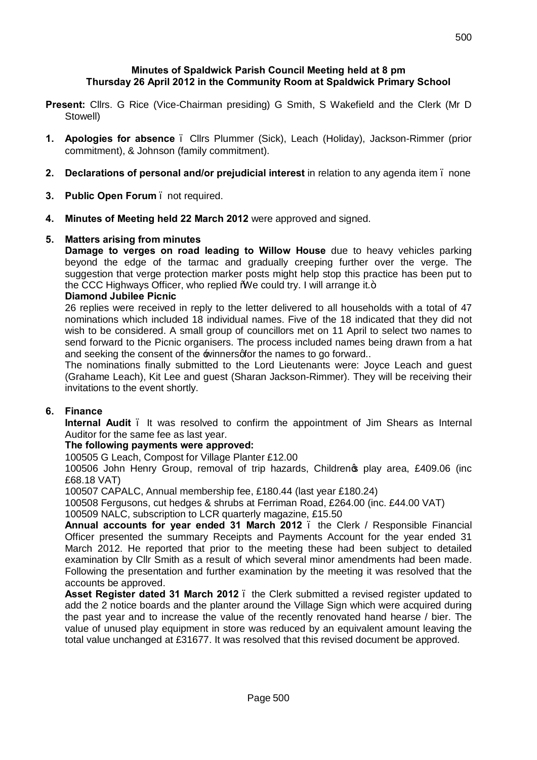**Minutes of Spaldwick Parish Council Meeting held at 8 pm**
**Thursday 26 April 2012 in the Community Room at Spaldwick Primary School**

**Present:** Cllrs. G Rice (Vice-Chairman presiding) G Smith, S Wakefield and the Clerk (Mr D Stowell)

1. **Apologies for absence** – Cllrs Plummer (Sick), Leach (Holiday), Jackson-Rimmer (prior commitment), & Johnson (family commitment).

2. **Declarations of personal and/or prejudicial interest** in relation to any agenda item – none

3. **Public Open Forum** – not required.

4. **Minutes of Meeting held 22 March 2012** were approved and signed.

5. **Matters arising from minutes**

   **Damage to verges on road leading to Willow House** due to heavy vehicles parking beyond the edge of the tarmac and gradually creeping further over the verge. The suggestion that verge protection marker posts might help stop this practice has been put to the CCC Highways Officer, who replied "We could try. I will arrange it."

   **Diamond Jubilee Picnic**

   26 replies were received in reply to the letter delivered to all households with a total of 47 nominations which included 18 individual names. Five of the 18 indicated that they did not wish to be considered. A small group of councillors met on 11 April to select two names to send forward to the Picnic organisers. The process included names being drawn from a hat and seeking the consent of the 'winners' for the names to go forward..

   The nominations finally submitted to the Lord Lieutenants were: Joyce Leach and guest (Grahame Leach), Kit Lee and guest (Sharan Jackson-Rimmer). They will be receiving their invitations to the event shortly.

6. **Finance**

   **Internal Audit** – It was resolved to confirm the appointment of Jim Shears as Internal Auditor for the same fee as last year.

   **The following payments were approved:**

   100505 G Leach, Compost for Village Planter £12.00

   100506 John Henry Group, removal of trip hazards, Children's play area, £409.06 (inc £68.18 VAT)

   100507 CAPALC, Annual membership fee, £180.44 (last year £180.24)

   100508 Fergusons, cut hedges & shrubs at Ferriman Road, £264.00 (inc. £44.00 VAT)

   100509 NALC, subscription to LCR quarterly magazine, £15.50

   **Annual accounts for year ended 31 March 2012** – the Clerk / Responsible Financial Officer presented the summary Receipts and Payments Account for the year ended 31 March 2012. He reported that prior to the meeting these had been subject to detailed examination by Cllr Smith as a result of which several minor amendments had been made. Following the presentation and further examination by the meeting it was resolved that the accounts be approved.

   **Asset Register dated 31 March 2012** – the Clerk submitted a revised register updated to add the 2 notice boards and the planter around the Village Sign which were acquired during the past year and to increase the value of the recently renovated hand hearse / bier. The value of unused play equipment in store was reduced by an equivalent amount leaving the total value unchanged at £31677. It was resolved that this revised document be approved.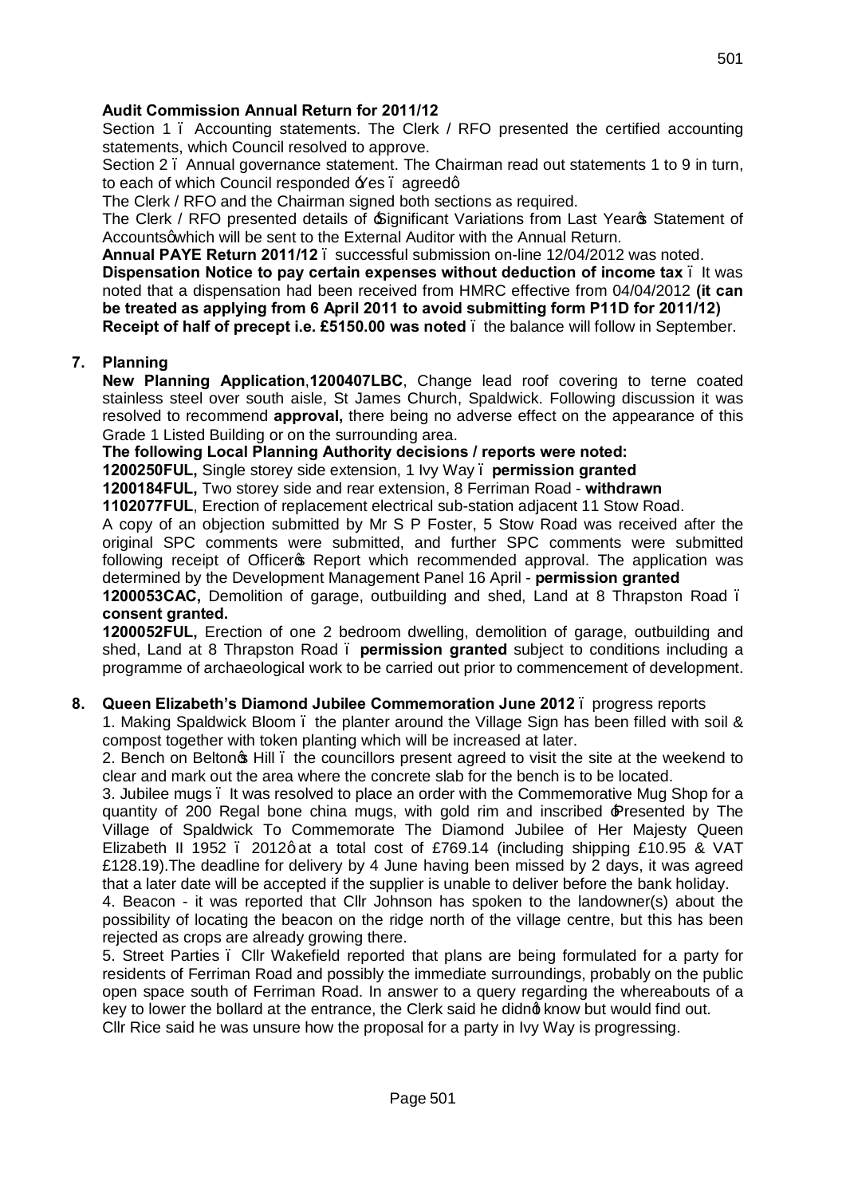**Audit Commission Annual Return for 2011/12**

Section 1 – Accounting statements. The Clerk / RFO presented the certified accounting statements, which Council resolved to approve.

Section 2 – Annual governance statement. The Chairman read out statements 1 to 9 in turn, to each of which Council responded 'Yes – agreed'.

The Clerk / RFO and the Chairman signed both sections as required.

The Clerk / RFO presented details of 'Significant Variations from Last Year's Statement of Accounts' which will be sent to the External Auditor with the Annual Return.

**Annual PAYE Return 2011/12** – successful submission on-line 12/04/2012 was noted.

**Dispensation Notice to pay certain expenses without deduction of income tax** – It was noted that a dispensation had been received from HMRC effective from 04/04/2012 **(it can be treated as applying from 6 April 2011 to avoid submitting form P11D for 2011/12)**

**Receipt of half of precept i.e. £5150.00 was noted** – the balance will follow in September.

## 7. Planning

**New Planning Application**,**1200407LBC**, Change lead roof covering to terne coated stainless steel over south aisle, St James Church, Spaldwick. Following discussion it was resolved to recommend **approval,** there being no adverse effect on the appearance of this Grade 1 Listed Building or on the surrounding area.

**The following Local Planning Authority decisions / reports were noted:**

**1200250FUL,** Single storey side extension, 1 Ivy Way – **permission granted**

**1200184FUL,** Two storey side and rear extension, 8 Ferriman Road - **withdrawn**

**1102077FUL**, Erection of replacement electrical sub-station adjacent 11 Stow Road.

A copy of an objection submitted by Mr S P Foster, 5 Stow Road was received after the original SPC comments were submitted, and further SPC comments were submitted following receipt of Officer's Report which recommended approval. The application was determined by the Development Management Panel 16 April - **permission granted**

**1200053CAC,** Demolition of garage, outbuilding and shed, Land at 8 Thrapston Road – **consent granted.**

**1200052FUL,** Erection of one 2 bedroom dwelling, demolition of garage, outbuilding and shed, Land at 8 Thrapston Road – **permission granted** subject to conditions including a programme of archaeological work to be carried out prior to commencement of development.

## 8. Queen Elizabeth's Diamond Jubilee Commemoration June 2012 – progress reports

1. Making Spaldwick Bloom – the planter around the Village Sign has been filled with soil & compost together with token planting which will be increased at later.
2. Bench on Belton's Hill – the councillors present agreed to visit the site at the weekend to clear and mark out the area where the concrete slab for the bench is to be located.
3. Jubilee mugs – It was resolved to place an order with the Commemorative Mug Shop for a quantity of 200 Regal bone china mugs, with gold rim and inscribed 'Presented by The Village of Spaldwick To Commemorate The Diamond Jubilee of Her Majesty Queen Elizabeth II 1952 – 2012' at a total cost of £769.14 (including shipping £10.95 & VAT £128.19).The deadline for delivery by 4 June having been missed by 2 days, it was agreed that a later date will be accepted if the supplier is unable to deliver before the bank holiday.
4. Beacon - it was reported that Cllr Johnson has spoken to the landowner(s) about the possibility of locating the beacon on the ridge north of the village centre, but this has been rejected as crops are already growing there.
5. Street Parties – Cllr Wakefield reported that plans are being formulated for a party for residents of Ferriman Road and possibly the immediate surroundings, probably on the public open space south of Ferriman Road. In answer to a query regarding the whereabouts of a key to lower the bollard at the entrance, the Clerk said he didn't know but would find out.

Cllr Rice said he was unsure how the proposal for a party in Ivy Way is progressing.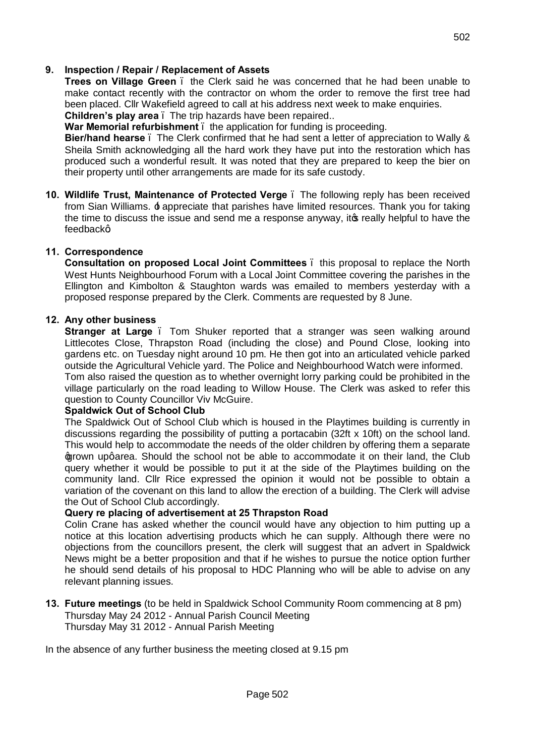9. **Inspection / Repair / Replacement of Assets**

   **Trees on Village Green** – the Clerk said he was concerned that he had been unable to make contact recently with the contractor on whom the order to remove the first tree had been placed. Cllr Wakefield agreed to call at his address next week to make enquiries.

   **Children's play area** – The trip hazards have been repaired..

   **War Memorial refurbishment** – the application for funding is proceeding.

   **Bier/hand hearse** – The Clerk confirmed that he had sent a letter of appreciation to Wally & Sheila Smith acknowledging all the hard work they have put into the restoration which has produced such a wonderful result. It was noted that they are prepared to keep the bier on their property until other arrangements are made for its safe custody.

10. **Wildlife Trust, Maintenance of Protected Verge** – The following reply has been received from Sian Williams. 'I appreciate that parishes have limited resources. Thank you for taking the time to discuss the issue and send me a response anyway, it's really helpful to have the feedback'

11. **Correspondence**

    **Consultation on proposed Local Joint Committees** – this proposal to replace the North West Hunts Neighbourhood Forum with a Local Joint Committee covering the parishes in the Ellington and Kimbolton & Staughton wards was emailed to members yesterday with a proposed response prepared by the Clerk. Comments are requested by 8 June.

12. **Any other business**

    **Stranger at Large** – Tom Shuker reported that a stranger was seen walking around Littlecotes Close, Thrapston Road (including the close) and Pound Close, looking into gardens etc. on Tuesday night around 10 pm. He then got into an articulated vehicle parked outside the Agricultural Vehicle yard. The Police and Neighbourhood Watch were informed.

    Tom also raised the question as to whether overnight lorry parking could be prohibited in the village particularly on the road leading to Willow House. The Clerk was asked to refer this question to County Councillor Viv McGuire.

    **Spaldwick Out of School Club**

    The Spaldwick Out of School Club which is housed in the Playtimes building is currently in discussions regarding the possibility of putting a portacabin (32ft x 10ft) on the school land. This would help to accommodate the needs of the older children by offering them a separate 'grown up' area. Should the school not be able to accommodate it on their land, the Club query whether it would be possible to put it at the side of the Playtimes building on the community land. Cllr Rice expressed the opinion it would not be possible to obtain a variation of the covenant on this land to allow the erection of a building. The Clerk will advise the Out of School Club accordingly.

    **Query re placing of advertisement at 25 Thrapston Road**

    Colin Crane has asked whether the council would have any objection to him putting up a notice at this location advertising products which he can supply. Although there were no objections from the councillors present, the clerk will suggest that an advert in Spaldwick News might be a better proposition and that if he wishes to pursue the notice option further he should send details of his proposal to HDC Planning who will be able to advise on any relevant planning issues.

13. **Future meetings** (to be held in Spaldwick School Community Room commencing at 8 pm)

    Thursday May 24 2012 - Annual Parish Council Meeting

    Thursday May 31 2012 - Annual Parish Meeting

In the absence of any further business the meeting closed at 9.15 pm